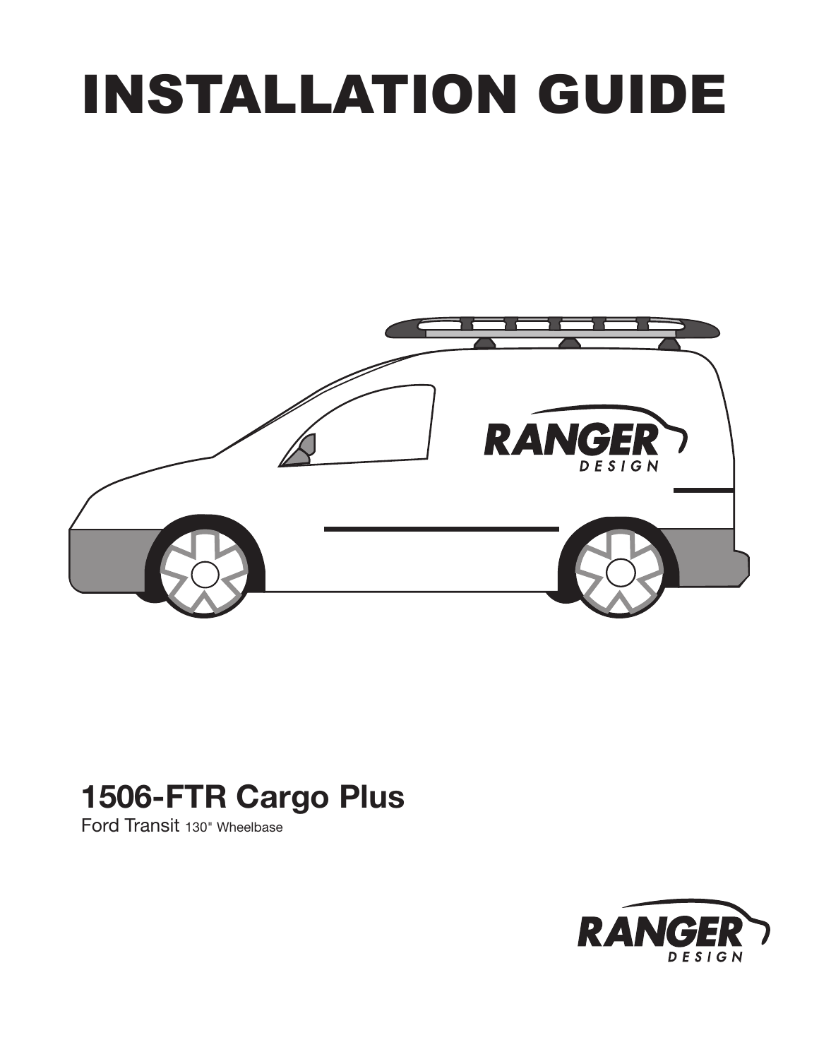# INSTALLATION GUIDE

## 1506-FTR Cargo Plus

Ford Transit 130" Wheelbase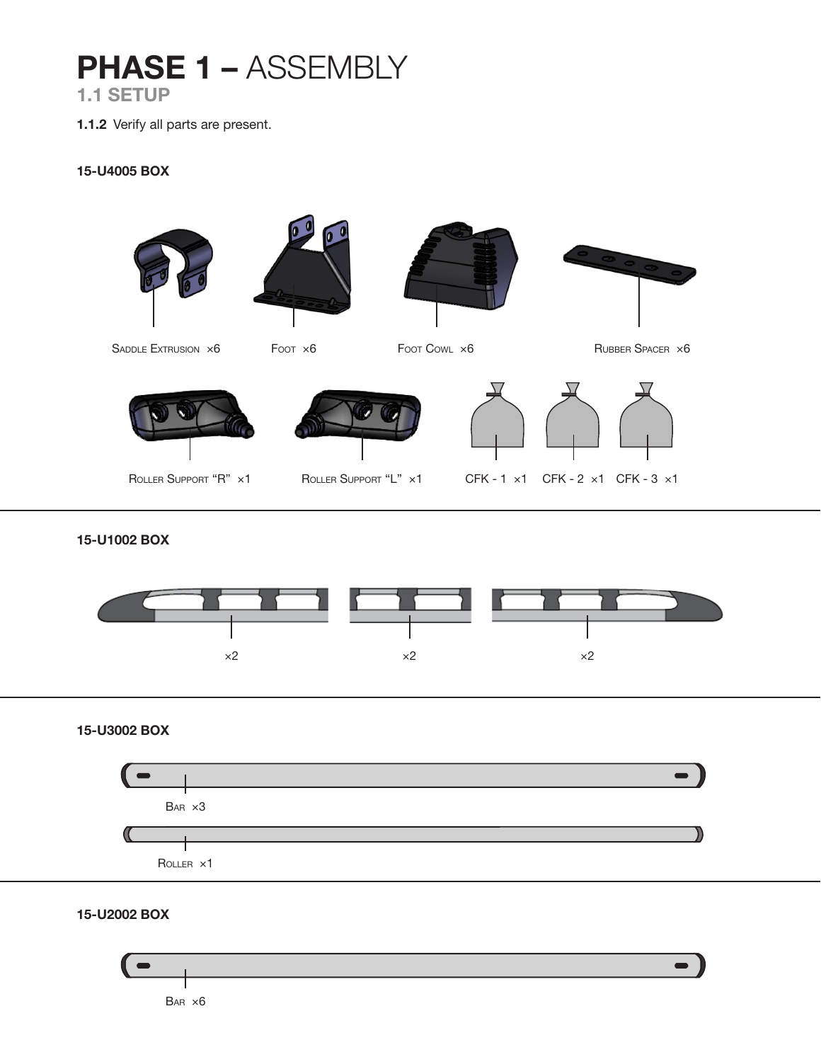# PHASE 1 – ASSEMBLY

## 1.1 SETUP

**1.1.2** Verify all parts are present.

### 15-U4005 BOX

Saddle Extrusion ×6

Foot ×6

Foot Cowl ×6

Rubber Spacer ×6

Roller Support "R" ×1

Roller Support "L" ×1

CFK - 1 ×1

CFK - 2 ×1

CFK - 3 ×1

### 15-U1002 BOX

×2

×2

×2

### 15-U3002 BOX

Bar ×3

Roller ×1

### 15-U2002 BOX

Bar ×6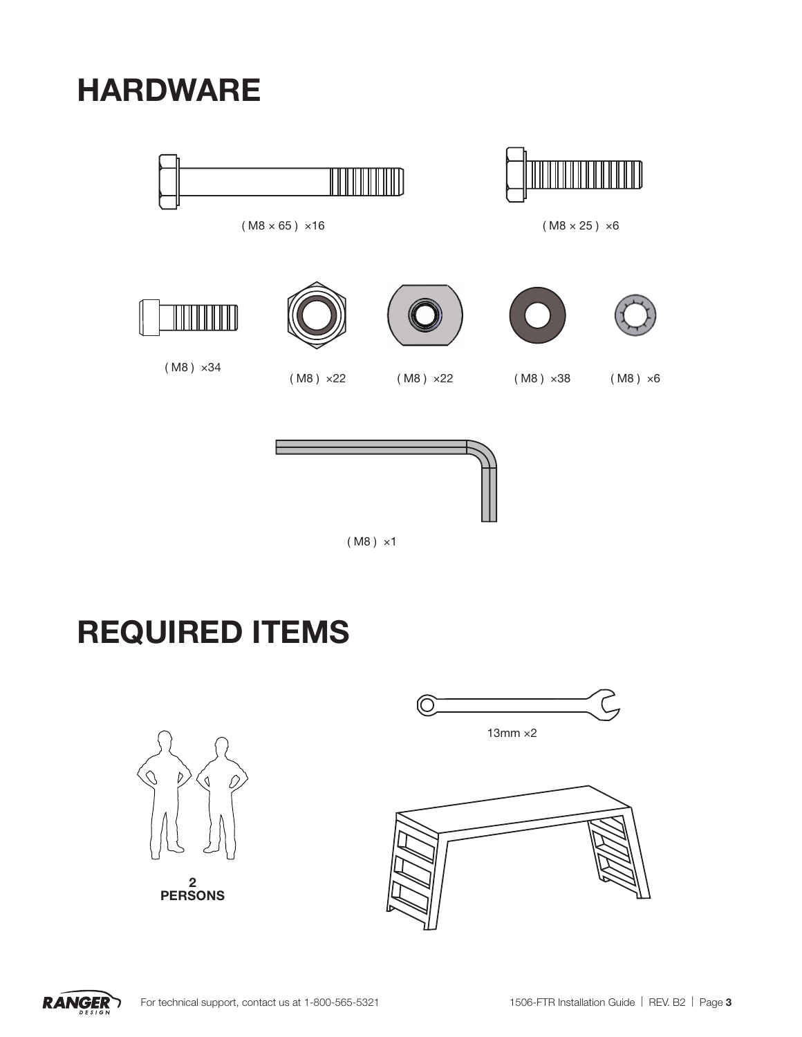# HARDWARE

( M8 × 65 ) ×16

( M8 × 25 ) ×6

( M8 ) ×34

( M8 ) ×22

( M8 ) ×22

( M8 ) ×38

( M8 ) ×6

( M8 ) ×1

# REQUIRED ITEMS

13mm ×2

**2 PERSONS**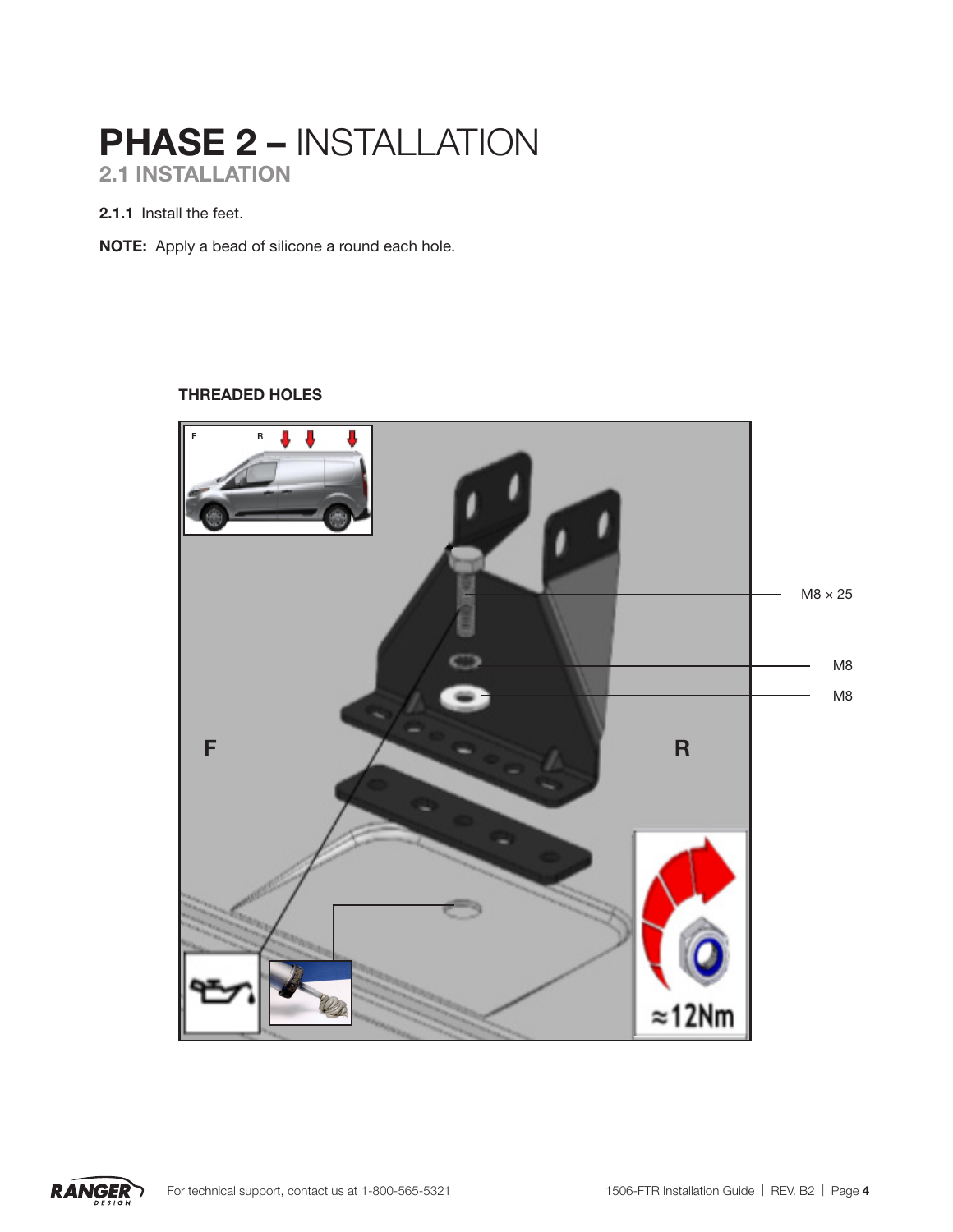# PHASE 2 – INSTALLATION

## 2.1 INSTALLATION

**2.1.1** Install the feet.

**NOTE:** Apply a bead of silicone a round each hole.

**THREADED HOLES**

F R

M8 × 25

M8

M8

F

R

≈12Nm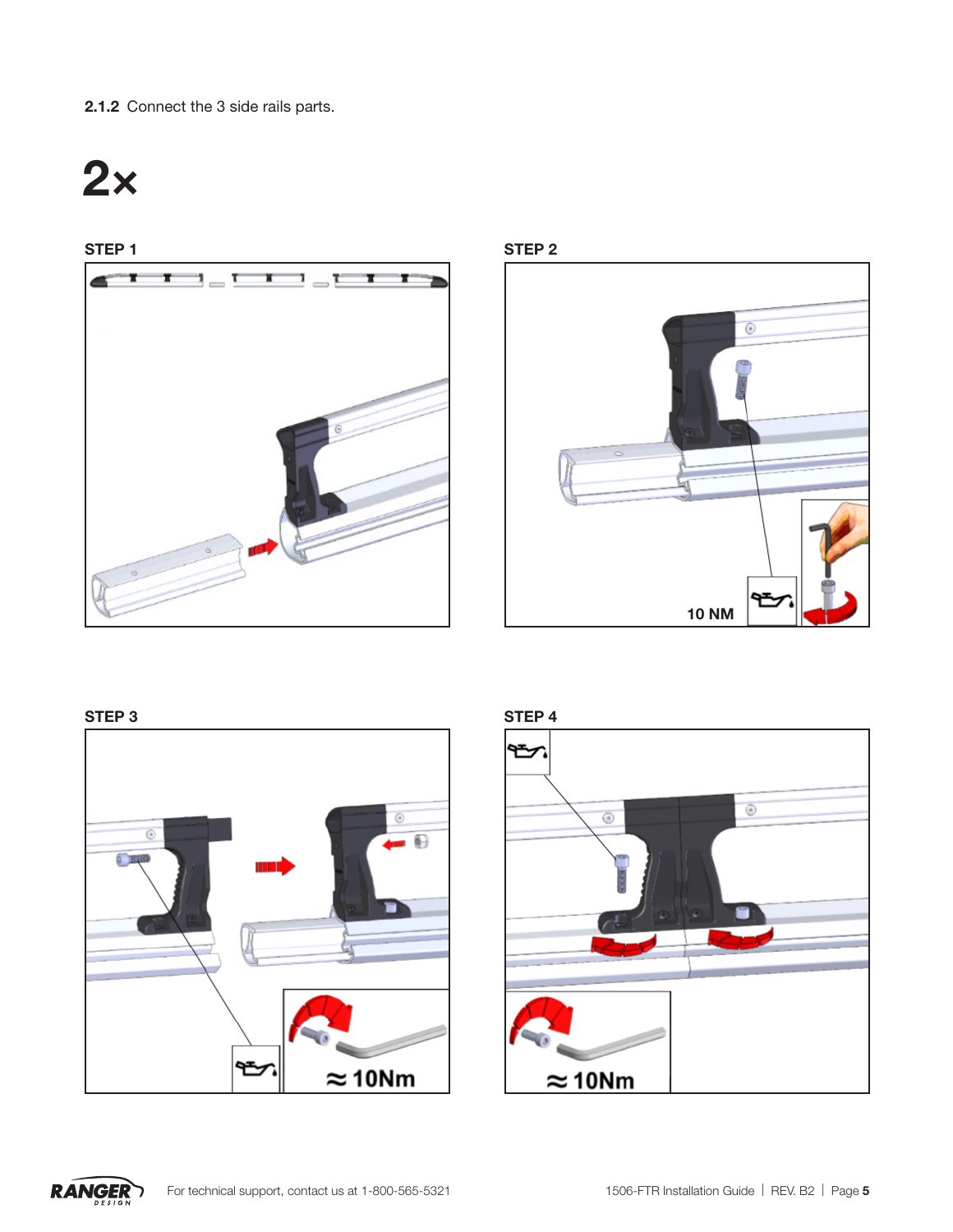**2.1.2** Connect the 3 side rails parts.

# 2×

**STEP 1**

**STEP 2**

10 NM

**STEP 3**

≈ 10Nm

**STEP 4**

≈ 10Nm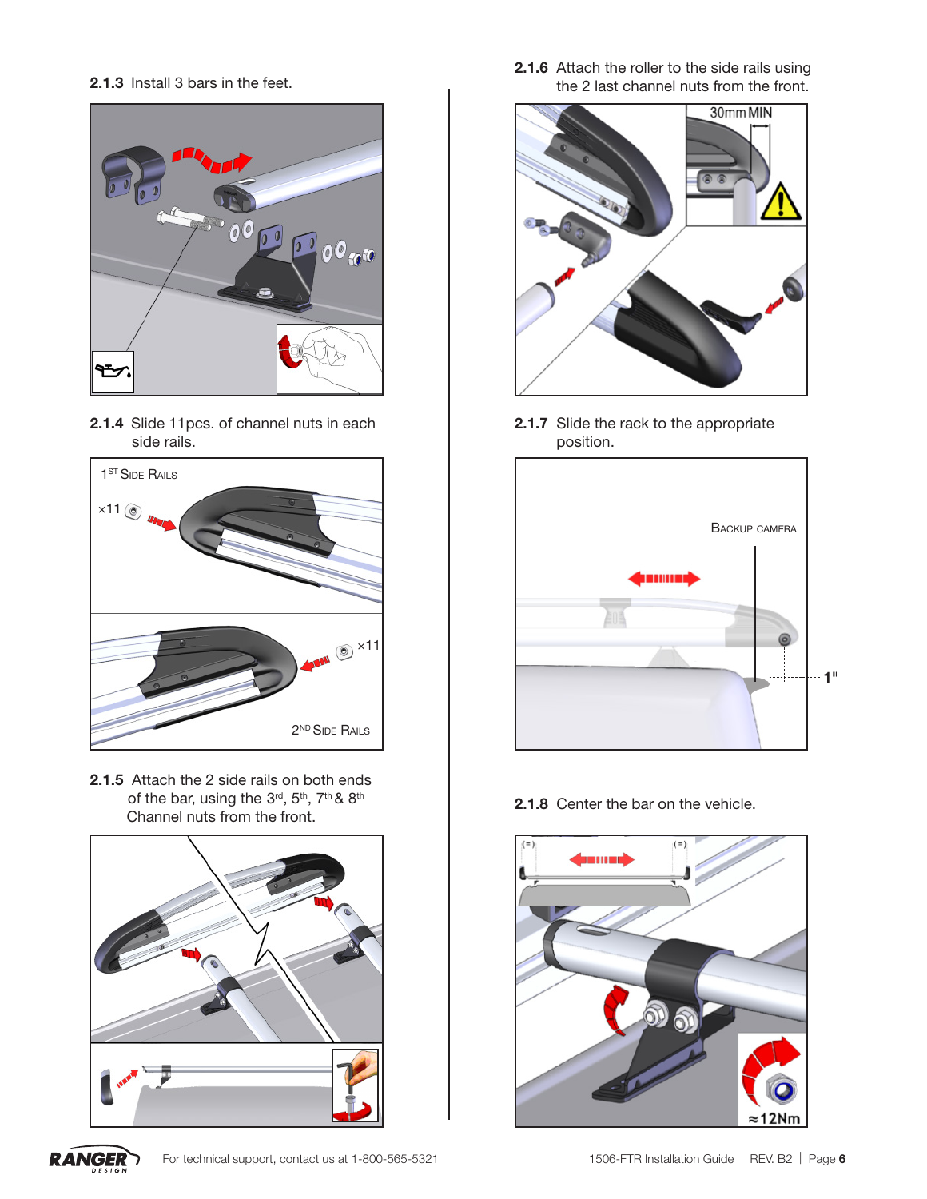**2.1.3** Install 3 bars in the feet.

**2.1.4** Slide 11pcs. of channel nuts in each side rails.

1ST SIDE RAILS

×11

×11

2ND SIDE RAILS

**2.1.5** Attach the 2 side rails on both ends of the bar, using the 3rd, 5th, 7th & 8th Channel nuts from the front.

**2.1.6** Attach the roller to the side rails using the 2 last channel nuts from the front.

30mm MIN

**2.1.7** Slide the rack to the appropriate position.

BACKUP CAMERA

1"

**2.1.8** Center the bar on the vehicle.

(=) (=)

≈12Nm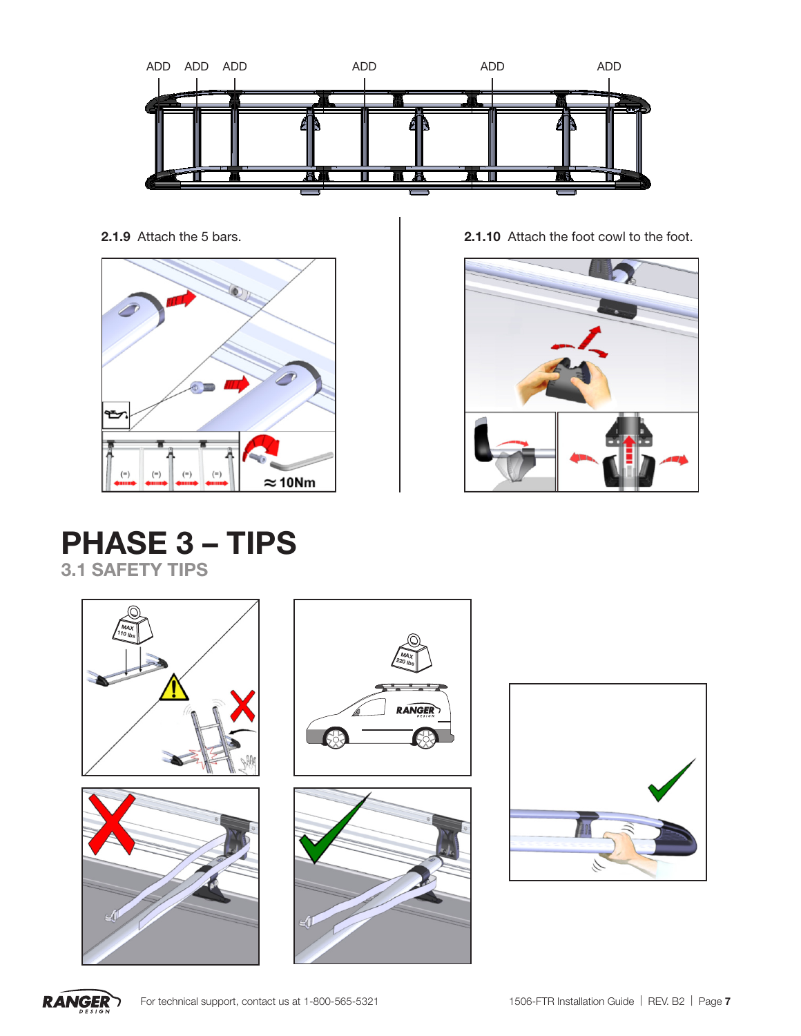ADD ADD ADD ADD ADD ADD

**2.1.9** Attach the 5 bars.

≈ 10Nm

**2.1.10** Attach the foot cowl to the foot.

# PHASE 3 – TIPS

## 3.1 SAFETY TIPS

MAX 110 lbs

MAX 220 lbs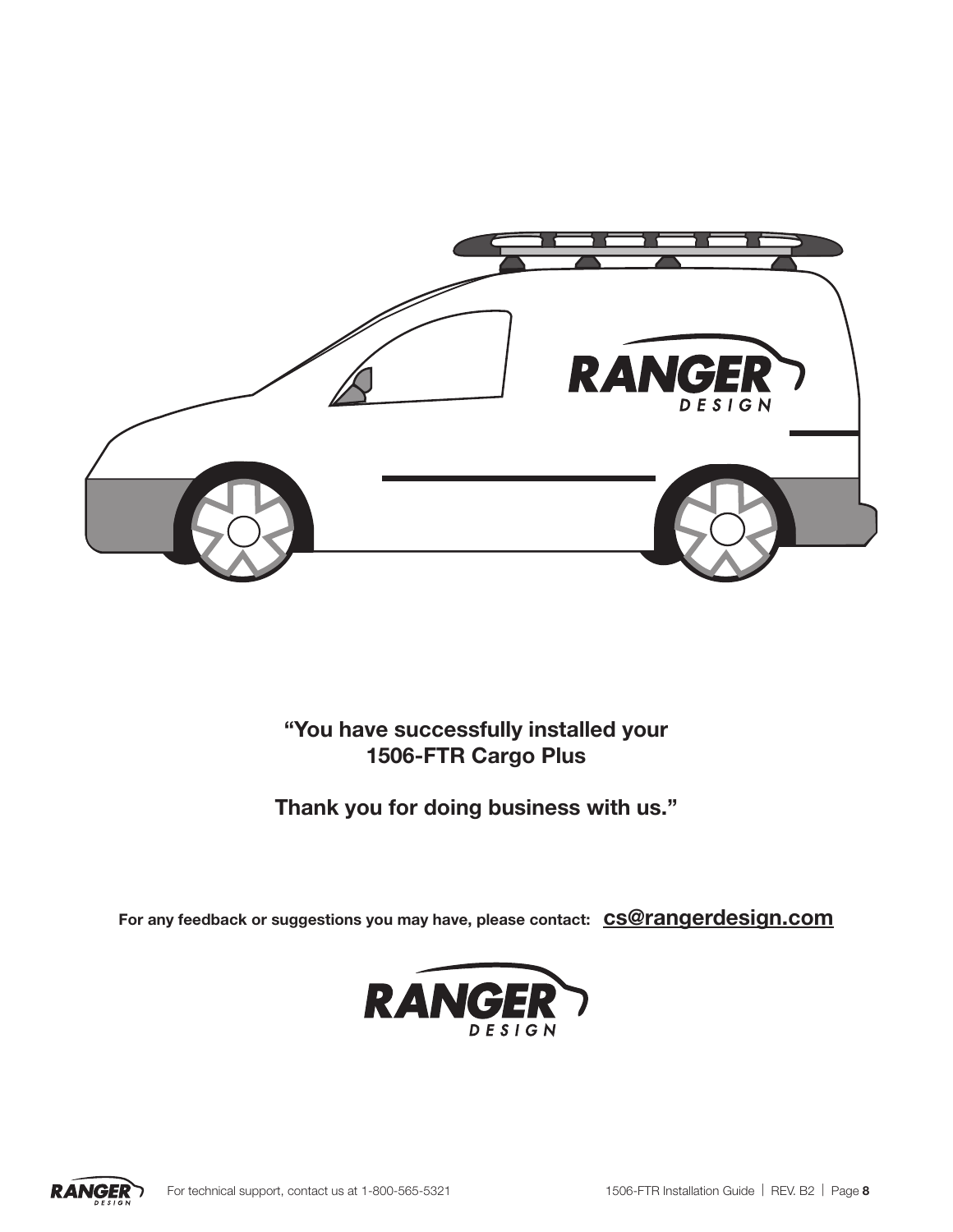**"You have successfully installed your**
**1506-FTR Cargo Plus**

**Thank you for doing business with us."**

**For any feedback or suggestions you may have, please contact:** **cs@rangerdesign.com**

For technical support, contact us at 1-800-565-5321